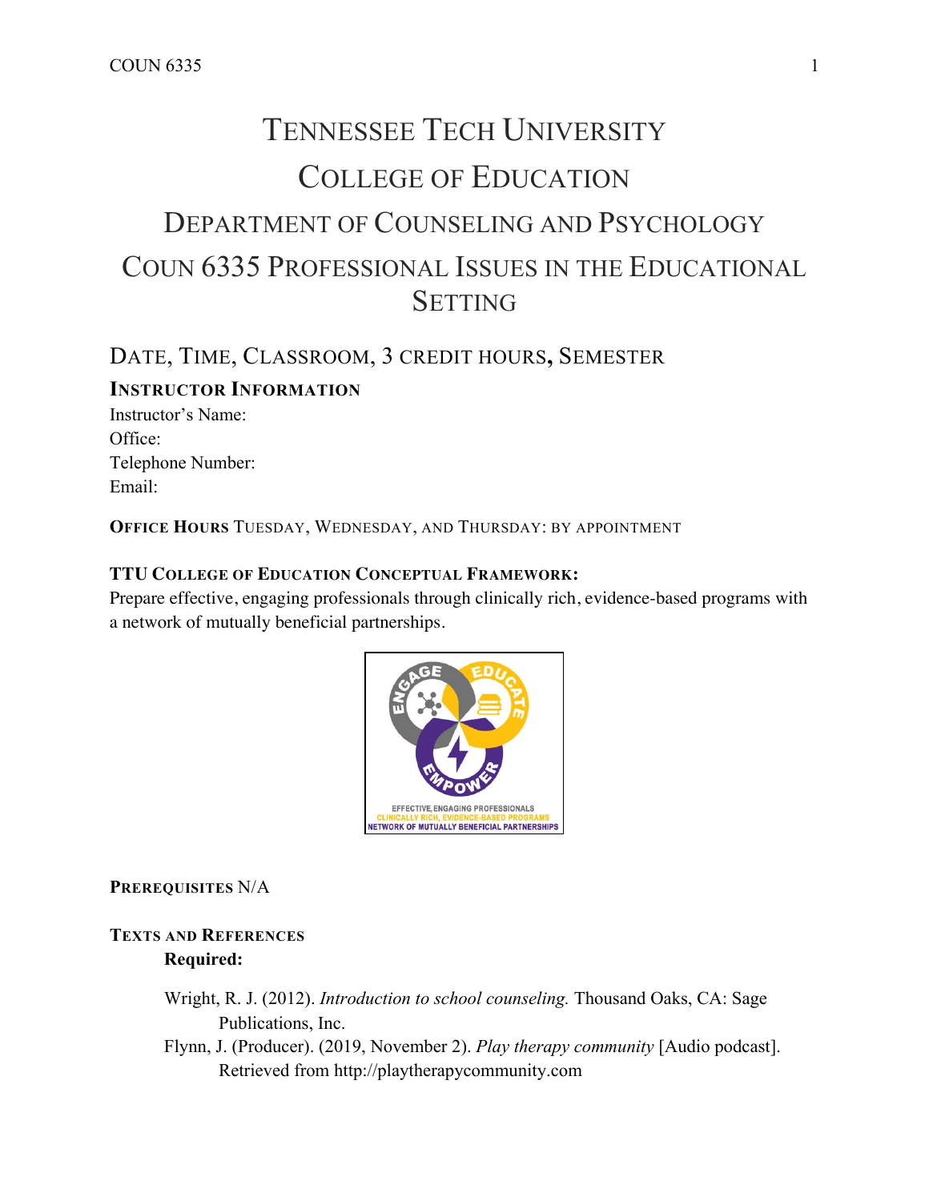# Tennessee Tech University

# College of Education

# Department of Counseling and Psychology

# COUN 6335 Professional Issues in the Educational Setting

## Date, Time, Classroom, 3 credit hours, Semester

### Instructor Information

Instructor's Name:
Office:
Telephone Number:
Email:

**Office Hours** Tuesday, Wednesday, and Thursday: by appointment

**TTU College of Education Conceptual Framework:**
Prepare effective, engaging professionals through clinically rich, evidence-based programs with a network of mutually beneficial partnerships.

**Prerequisites** N/A

**Texts and References**

**Required:**

Wright, R. J. (2012). *Introduction to school counseling.* Thousand Oaks, CA: Sage Publications, Inc.

Flynn, J. (Producer). (2019, November 2). *Play therapy community* [Audio podcast]. Retrieved from http://playtherapycommunity.com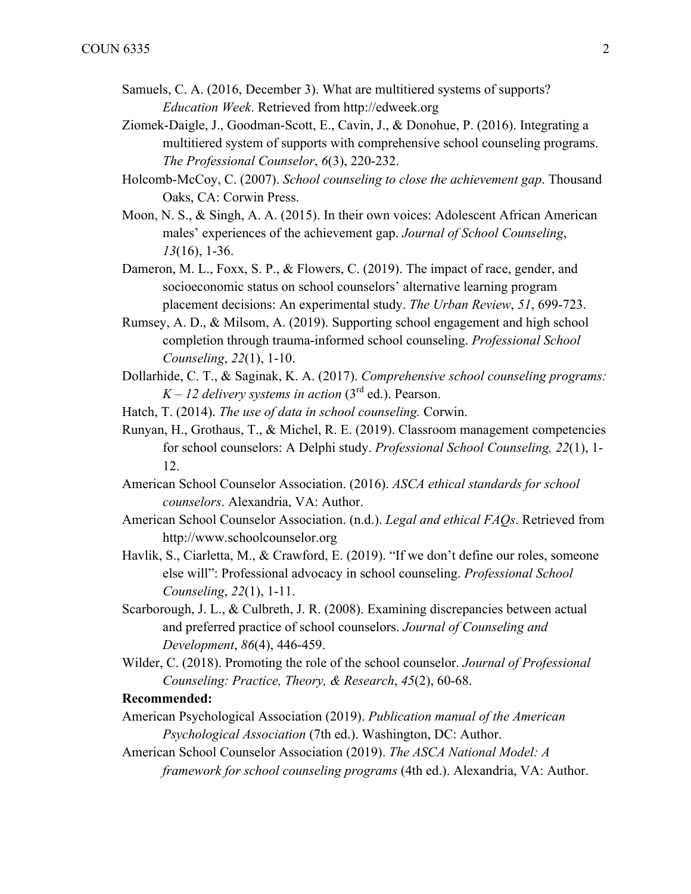Samuels, C. A. (2016, December 3). What are multitiered systems of supports? *Education Week*. Retrieved from http://edweek.org

Ziomek-Daigle, J., Goodman-Scott, E., Cavin, J., & Donohue, P. (2016). Integrating a multitiered system of supports with comprehensive school counseling programs. *The Professional Counselor*, *6*(3), 220-232.

Holcomb-McCoy, C. (2007). *School counseling to close the achievement gap*. Thousand Oaks, CA: Corwin Press.

Moon, N. S., & Singh, A. A. (2015). In their own voices: Adolescent African American males' experiences of the achievement gap. *Journal of School Counseling*, *13*(16), 1-36.

Dameron, M. L., Foxx, S. P., & Flowers, C. (2019). The impact of race, gender, and socioeconomic status on school counselors' alternative learning program placement decisions: An experimental study. *The Urban Review*, *51*, 699-723.

Rumsey, A. D., & Milsom, A. (2019). Supporting school engagement and high school completion through trauma-informed school counseling. *Professional School Counseling*, *22*(1), 1-10.

Dollarhide, C. T., & Saginak, K. A. (2017). *Comprehensive school counseling programs: K – 12 delivery systems in action* (3rd ed.). Pearson.

Hatch, T. (2014). *The use of data in school counseling.* Corwin.

Runyan, H., Grothaus, T., & Michel, R. E. (2019). Classroom management competencies for school counselors: A Delphi study. *Professional School Counseling, 22*(1), 1-12.

American School Counselor Association. (2016). *ASCA ethical standards for school counselors*. Alexandria, VA: Author.

American School Counselor Association. (n.d.). *Legal and ethical FAQs*. Retrieved from http://www.schoolcounselor.org

Havlik, S., Ciarletta, M., & Crawford, E. (2019). "If we don't define our roles, someone else will": Professional advocacy in school counseling. *Professional School Counseling*, *22*(1), 1-11.

Scarborough, J. L., & Culbreth, J. R. (2008). Examining discrepancies between actual and preferred practice of school counselors. *Journal of Counseling and Development*, *86*(4), 446-459.

Wilder, C. (2018). Promoting the role of the school counselor. *Journal of Professional Counseling: Practice, Theory, & Research*, *45*(2), 60-68.

**Recommended:**

American Psychological Association (2019). *Publication manual of the American Psychological Association* (7th ed.). Washington, DC: Author.

American School Counselor Association (2019). *The ASCA National Model: A framework for school counseling programs* (4th ed.). Alexandria, VA: Author.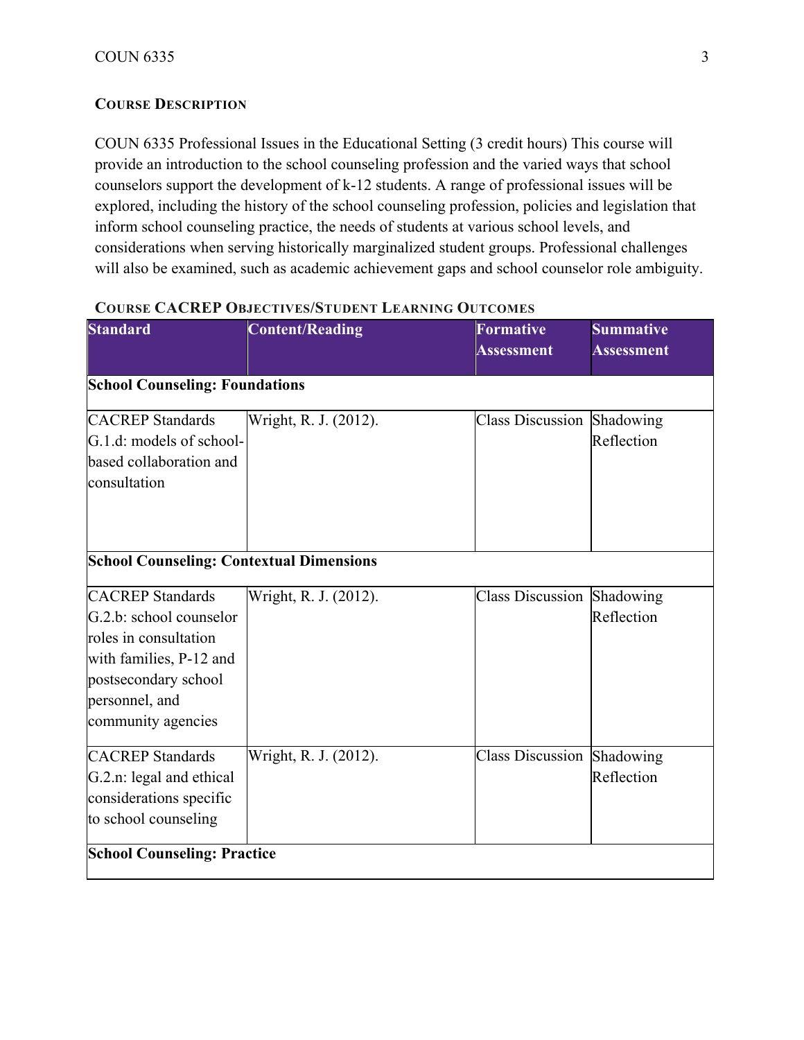## Course Description

COUN 6335 Professional Issues in the Educational Setting (3 credit hours) This course will provide an introduction to the school counseling profession and the varied ways that school counselors support the development of k-12 students. A range of professional issues will be explored, including the history of the school counseling profession, policies and legislation that inform school counseling practice, the needs of students at various school levels, and considerations when serving historically marginalized student groups. Professional challenges will also be examined, such as academic achievement gaps and school counselor role ambiguity.

## Course CACREP Objectives/Student Learning Outcomes

| Standard | Content/Reading | Formative Assessment | Summative Assessment |
|---|---|---|---|
| **School Counseling: Foundations** | | | |
| CACREP Standards G.1.d: models of school-based collaboration and consultation | Wright, R. J. (2012). | Class Discussion | Shadowing Reflection |
| **School Counseling: Contextual Dimensions** | | | |
| CACREP Standards G.2.b: school counselor roles in consultation with families, P-12 and postsecondary school personnel, and community agencies | Wright, R. J. (2012). | Class Discussion | Shadowing Reflection |
| CACREP Standards G.2.n: legal and ethical considerations specific to school counseling | Wright, R. J. (2012). | Class Discussion | Shadowing Reflection |
| **School Counseling: Practice** | | | |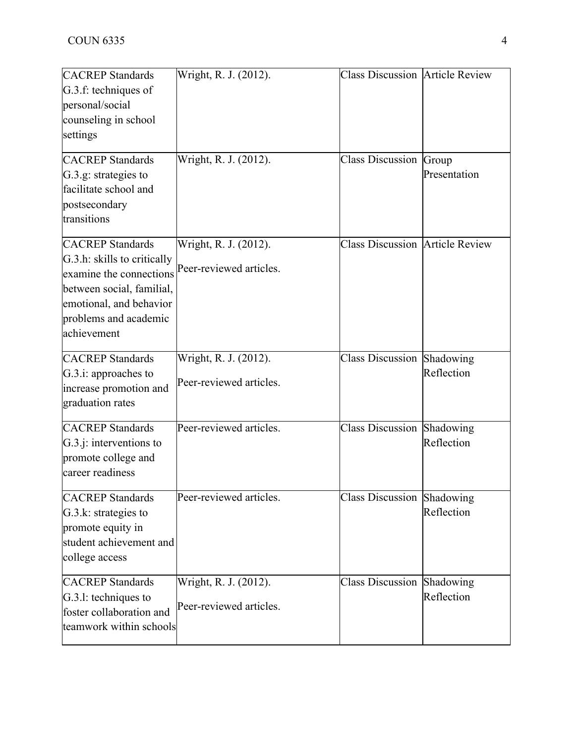| CACREP Standards G.3.f: techniques of personal/social counseling in school settings | Wright, R. J. (2012). | Class Discussion | Article Review |
|---|---|---|---|
| CACREP Standards G.3.g: strategies to facilitate school and postsecondary transitions | Wright, R. J. (2012). | Class Discussion | Group Presentation |
| CACREP Standards G.3.h: skills to critically examine the connections between social, familial, emotional, and behavior problems and academic achievement | Wright, R. J. (2012). Peer-reviewed articles. | Class Discussion | Article Review |
| CACREP Standards G.3.i: approaches to increase promotion and graduation rates | Wright, R. J. (2012). Peer-reviewed articles. | Class Discussion | Shadowing Reflection |
| CACREP Standards G.3.j: interventions to promote college and career readiness | Peer-reviewed articles. | Class Discussion | Shadowing Reflection |
| CACREP Standards G.3.k: strategies to promote equity in student achievement and college access | Peer-reviewed articles. | Class Discussion | Shadowing Reflection |
| CACREP Standards G.3.l: techniques to foster collaboration and teamwork within schools | Wright, R. J. (2012). Peer-reviewed articles. | Class Discussion | Shadowing Reflection |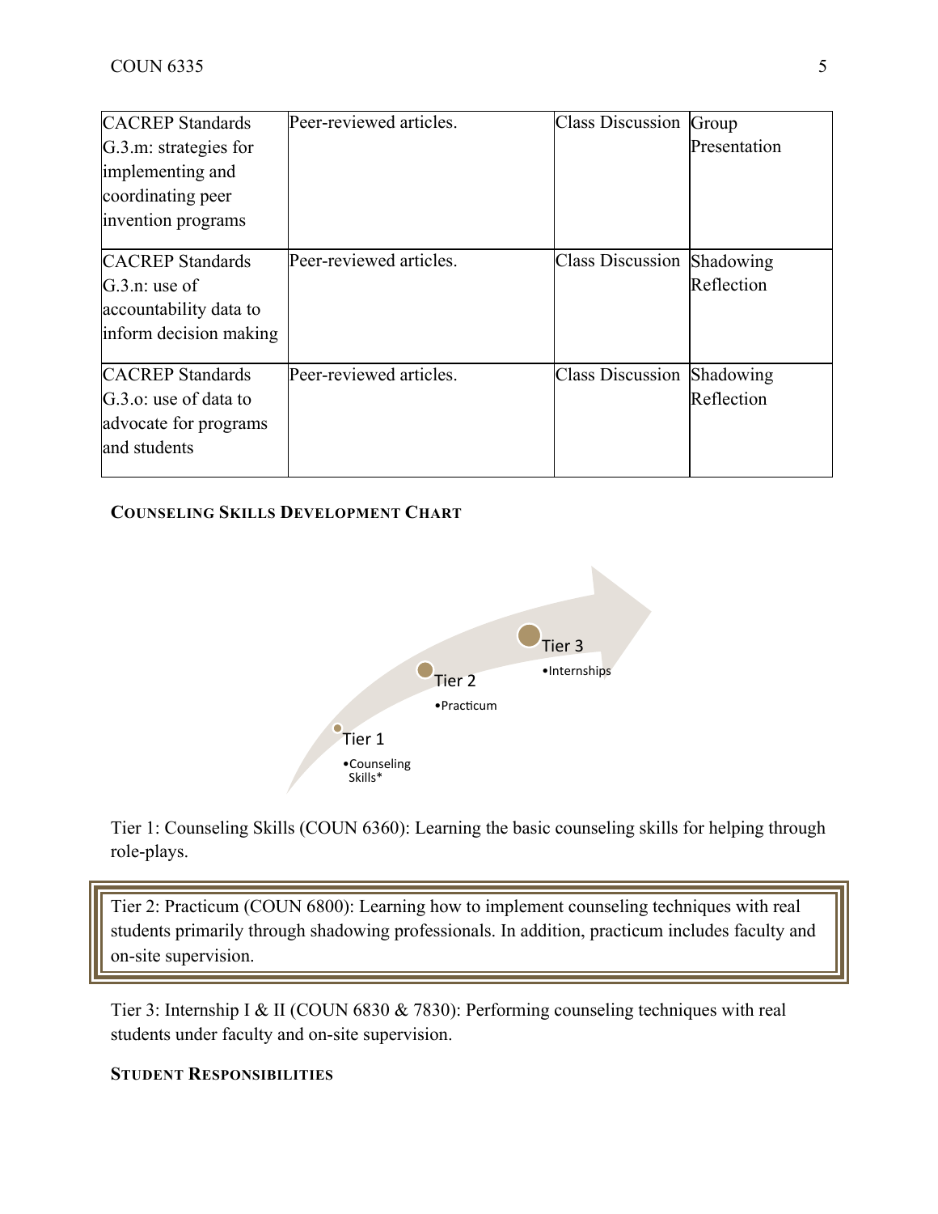| | | | |
|---|---|---|---|
| CACREP Standards G.3.m: strategies for implementing and coordinating peer invention programs | Peer-reviewed articles. | Class Discussion | Group Presentation |
| CACREP Standards G.3.n: use of accountability data to inform decision making | Peer-reviewed articles. | Class Discussion | Shadowing Reflection |
| CACREP Standards G.3.o: use of data to advocate for programs and students | Peer-reviewed articles. | Class Discussion | Shadowing Reflection |

**COUNSELING SKILLS DEVELOPMENT CHART**

Tier 1
- Counseling Skills*

Tier 2
- Practicum

Tier 3
- Internships

Tier 1: Counseling Skills (COUN 6360): Learning the basic counseling skills for helping through role-plays.

Tier 2: Practicum (COUN 6800): Learning how to implement counseling techniques with real students primarily through shadowing professionals. In addition, practicum includes faculty and on-site supervision.

Tier 3: Internship I & II (COUN 6830 & 7830): Performing counseling techniques with real students under faculty and on-site supervision.

**STUDENT RESPONSIBILITIES**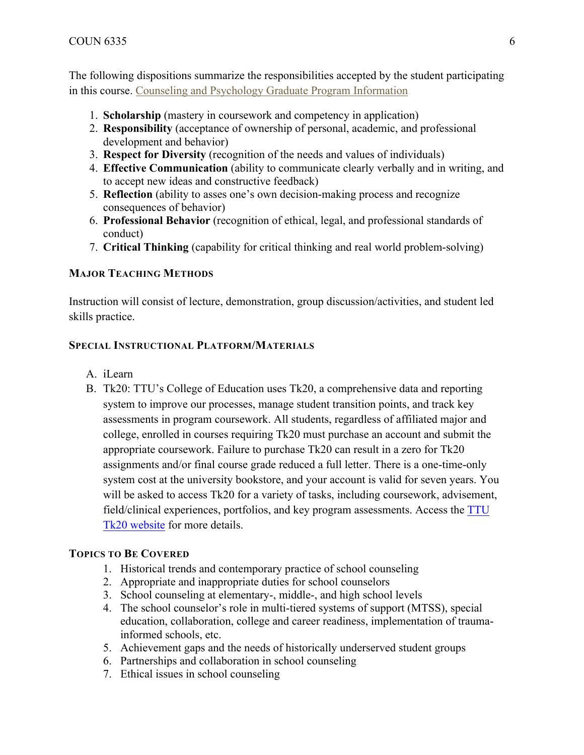The following dispositions summarize the responsibilities accepted by the student participating in this course. [Counseling and Psychology Graduate Program Information]

1. **Scholarship** (mastery in coursework and competency in application)
2. **Responsibility** (acceptance of ownership of personal, academic, and professional development and behavior)
3. **Respect for Diversity** (recognition of the needs and values of individuals)
4. **Effective Communication** (ability to communicate clearly verbally and in writing, and to accept new ideas and constructive feedback)
5. **Reflection** (ability to asses one's own decision-making process and recognize consequences of behavior)
6. **Professional Behavior** (recognition of ethical, legal, and professional standards of conduct)
7. **Critical Thinking** (capability for critical thinking and real world problem-solving)

### Major Teaching Methods

Instruction will consist of lecture, demonstration, group discussion/activities, and student led skills practice.

### Special Instructional Platform/Materials

A. iLearn
B. Tk20: TTU's College of Education uses Tk20, a comprehensive data and reporting system to improve our processes, manage student transition points, and track key assessments in program coursework. All students, regardless of affiliated major and college, enrolled in courses requiring Tk20 must purchase an account and submit the appropriate coursework. Failure to purchase Tk20 can result in a zero for Tk20 assignments and/or final course grade reduced a full letter. There is a one-time-only system cost at the university bookstore, and your account is valid for seven years. You will be asked to access Tk20 for a variety of tasks, including coursework, advisement, field/clinical experiences, portfolios, and key program assessments. Access the TTU Tk20 website for more details.

### Topics to Be Covered

1. Historical trends and contemporary practice of school counseling
2. Appropriate and inappropriate duties for school counselors
3. School counseling at elementary-, middle-, and high school levels
4. The school counselor's role in multi-tiered systems of support (MTSS), special education, collaboration, college and career readiness, implementation of trauma-informed schools, etc.
5. Achievement gaps and the needs of historically underserved student groups
6. Partnerships and collaboration in school counseling
7. Ethical issues in school counseling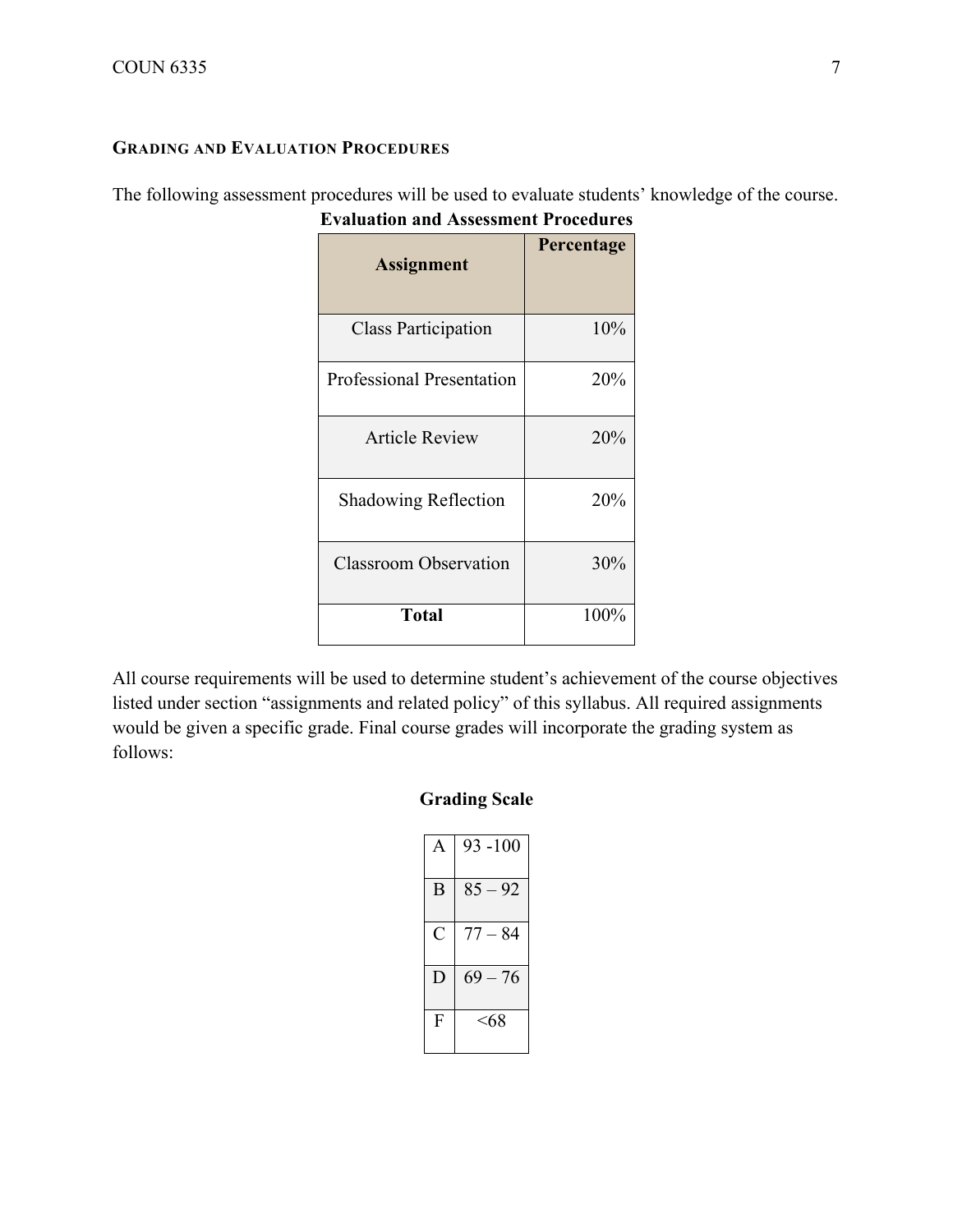## Grading and Evaluation Procedures

The following assessment procedures will be used to evaluate students' knowledge of the course.

**Evaluation and Assessment Procedures**

| Assignment | Percentage |
|---|---|
| Class Participation | 10% |
| Professional Presentation | 20% |
| Article Review | 20% |
| Shadowing Reflection | 20% |
| Classroom Observation | 30% |
| **Total** | 100% |

All course requirements will be used to determine student's achievement of the course objectives listed under section "assignments and related policy" of this syllabus. All required assignments would be given a specific grade. Final course grades will incorporate the grading system as follows:

**Grading Scale**

| | |
|---|---|
| A | 93 -100 |
| B | 85 – 92 |
| C | 77 – 84 |
| D | 69 – 76 |
| F | <68 |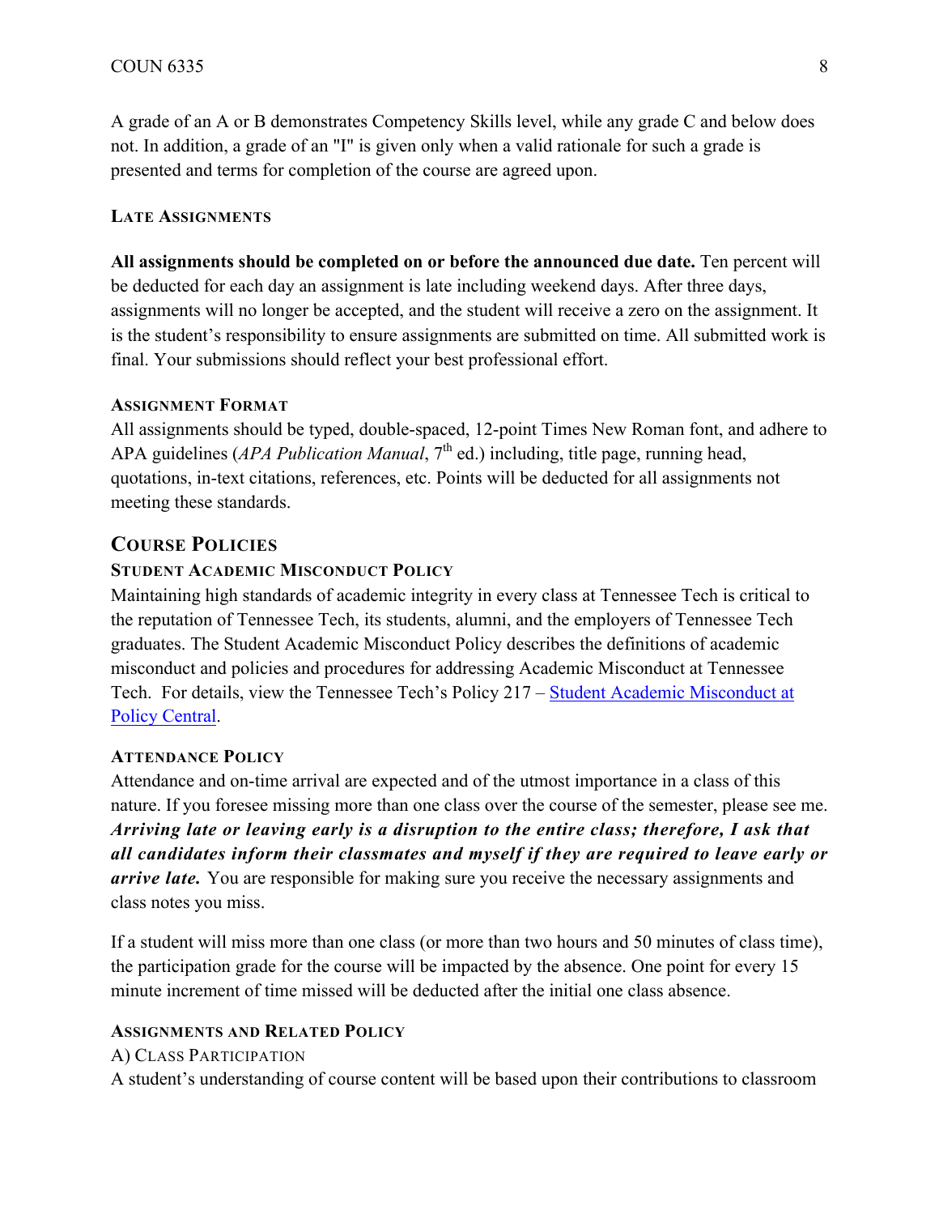A grade of an A or B demonstrates Competency Skills level, while any grade C and below does not. In addition, a grade of an "I" is given only when a valid rationale for such a grade is presented and terms for completion of the course are agreed upon.

#### Late Assignments

**All assignments should be completed on or before the announced due date.** Ten percent will be deducted for each day an assignment is late including weekend days. After three days, assignments will no longer be accepted, and the student will receive a zero on the assignment. It is the student's responsibility to ensure assignments are submitted on time. All submitted work is final. Your submissions should reflect your best professional effort.

#### Assignment Format

All assignments should be typed, double-spaced, 12-point Times New Roman font, and adhere to APA guidelines (*APA Publication Manual*, 7th ed.) including, title page, running head, quotations, in-text citations, references, etc. Points will be deducted for all assignments not meeting these standards.

## Course Policies

#### Student Academic Misconduct Policy

Maintaining high standards of academic integrity in every class at Tennessee Tech is critical to the reputation of Tennessee Tech, its students, alumni, and the employers of Tennessee Tech graduates. The Student Academic Misconduct Policy describes the definitions of academic misconduct and policies and procedures for addressing Academic Misconduct at Tennessee Tech. For details, view the Tennessee Tech's Policy 217 – Student Academic Misconduct at Policy Central.

#### Attendance Policy

Attendance and on-time arrival are expected and of the utmost importance in a class of this nature. If you foresee missing more than one class over the course of the semester, please see me. ***Arriving late or leaving early is a disruption to the entire class; therefore, I ask that all candidates inform their classmates and myself if they are required to leave early or arrive late.*** You are responsible for making sure you receive the necessary assignments and class notes you miss.

If a student will miss more than one class (or more than two hours and 50 minutes of class time), the participation grade for the course will be impacted by the absence. One point for every 15 minute increment of time missed will be deducted after the initial one class absence.

#### Assignments and Related Policy

A) Class Participation

A student's understanding of course content will be based upon their contributions to classroom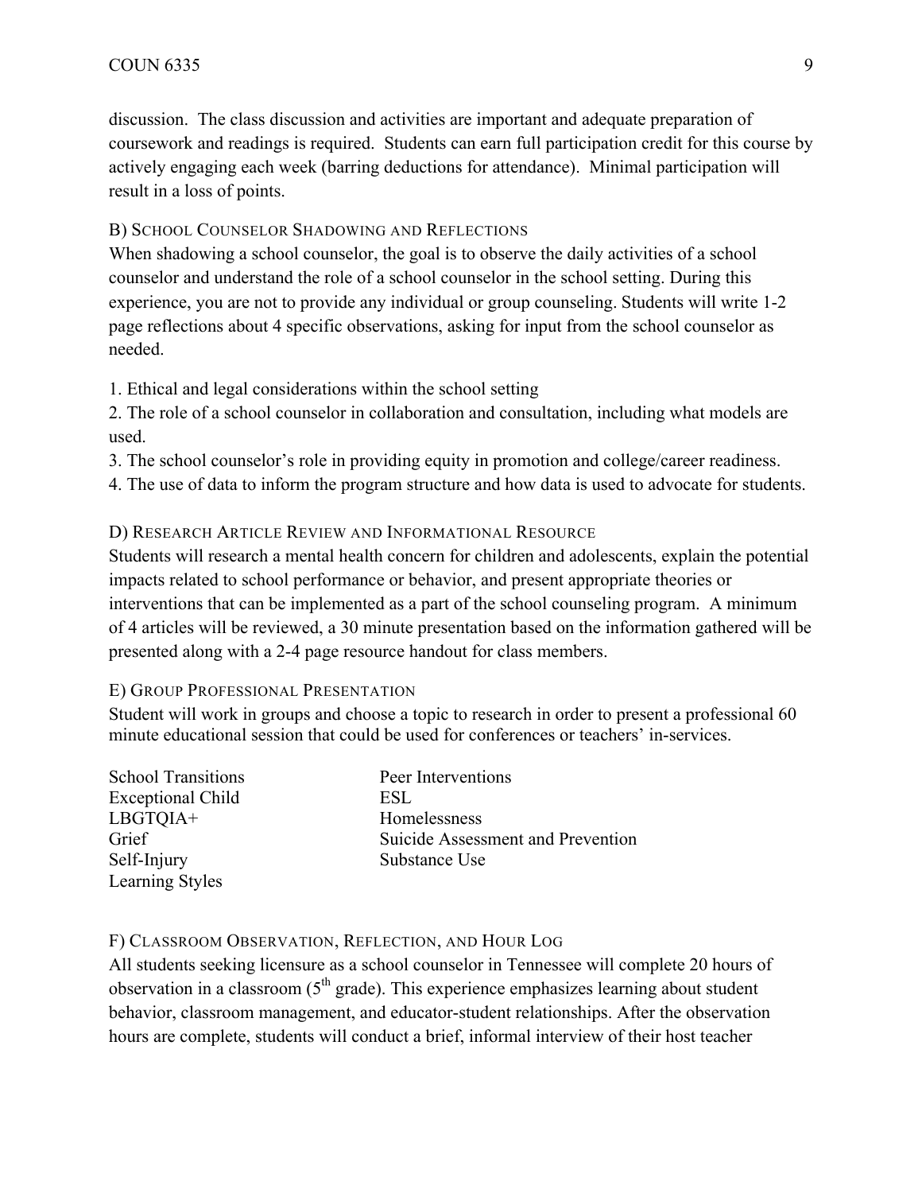discussion. The class discussion and activities are important and adequate preparation of coursework and readings is required. Students can earn full participation credit for this course by actively engaging each week (barring deductions for attendance). Minimal participation will result in a loss of points.

### B) School Counselor Shadowing and Reflections

When shadowing a school counselor, the goal is to observe the daily activities of a school counselor and understand the role of a school counselor in the school setting. During this experience, you are not to provide any individual or group counseling. Students will write 1-2 page reflections about 4 specific observations, asking for input from the school counselor as needed.

1. Ethical and legal considerations within the school setting
2. The role of a school counselor in collaboration and consultation, including what models are used.
3. The school counselor's role in providing equity in promotion and college/career readiness.
4. The use of data to inform the program structure and how data is used to advocate for students.

### D) Research Article Review and Informational Resource

Students will research a mental health concern for children and adolescents, explain the potential impacts related to school performance or behavior, and present appropriate theories or interventions that can be implemented as a part of the school counseling program. A minimum of 4 articles will be reviewed, a 30 minute presentation based on the information gathered will be presented along with a 2-4 page resource handout for class members.

### E) Group Professional Presentation

Student will work in groups and choose a topic to research in order to present a professional 60 minute educational session that could be used for conferences or teachers' in-services.

- School Transitions
- Exceptional Child
- LBGTQIA+
- Grief
- Self-Injury
- Learning Styles
- Peer Interventions
- ESL
- Homelessness
- Suicide Assessment and Prevention
- Substance Use

### F) Classroom Observation, Reflection, and Hour Log

All students seeking licensure as a school counselor in Tennessee will complete 20 hours of observation in a classroom (5th grade). This experience emphasizes learning about student behavior, classroom management, and educator-student relationships. After the observation hours are complete, students will conduct a brief, informal interview of their host teacher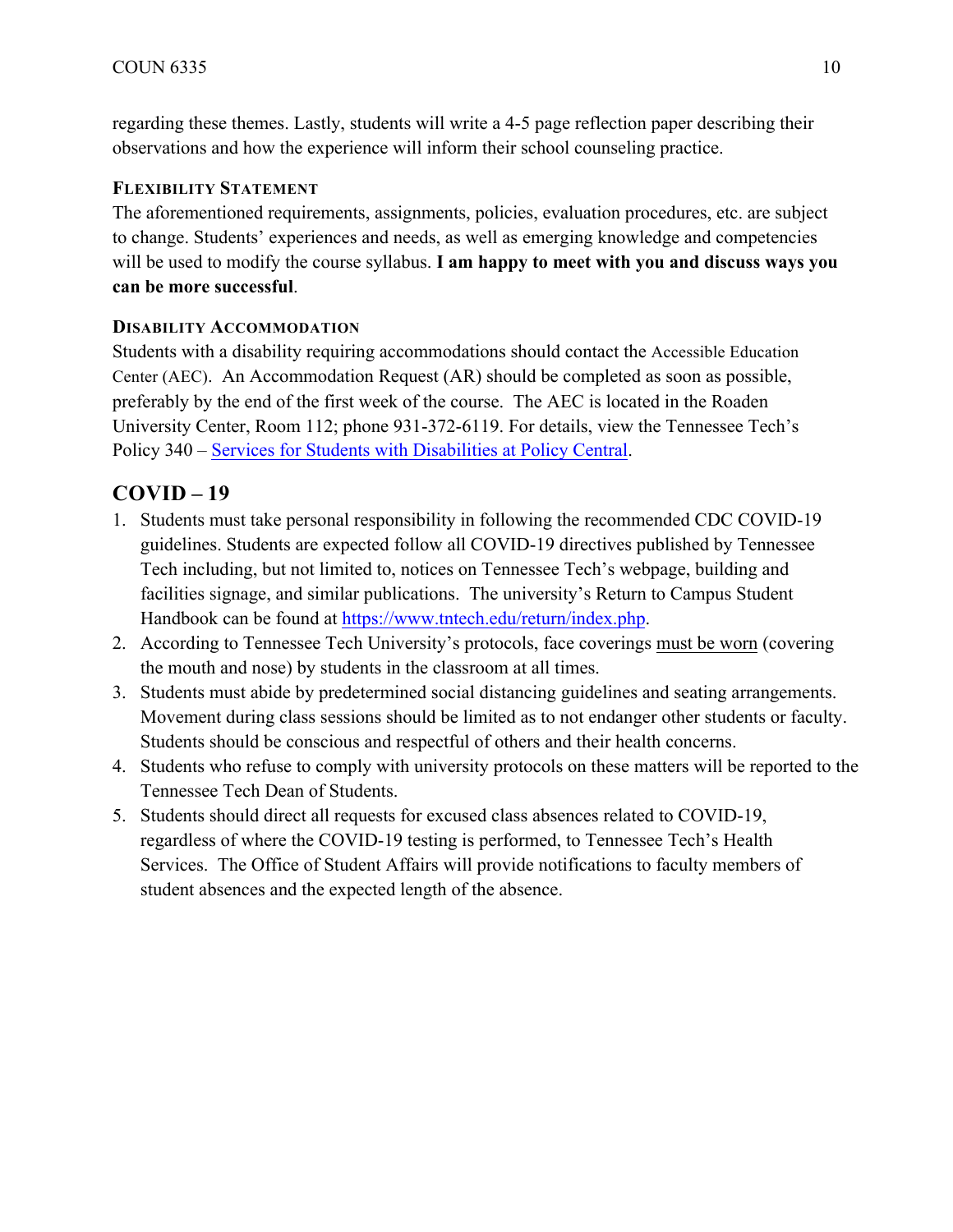regarding these themes. Lastly, students will write a 4-5 page reflection paper describing their observations and how the experience will inform their school counseling practice.

### Flexibility Statement

The aforementioned requirements, assignments, policies, evaluation procedures, etc. are subject to change. Students' experiences and needs, as well as emerging knowledge and competencies will be used to modify the course syllabus. **I am happy to meet with you and discuss ways you can be more successful**.

### Disability Accommodation

Students with a disability requiring accommodations should contact the Accessible Education Center (AEC). An Accommodation Request (AR) should be completed as soon as possible, preferably by the end of the first week of the course. The AEC is located in the Roaden University Center, Room 112; phone 931-372-6119. For details, view the Tennessee Tech's Policy 340 – [Services for Students with Disabilities at Policy Central](#).

## COVID – 19

1. Students must take personal responsibility in following the recommended CDC COVID-19 guidelines. Students are expected follow all COVID-19 directives published by Tennessee Tech including, but not limited to, notices on Tennessee Tech's webpage, building and facilities signage, and similar publications. The university's Return to Campus Student Handbook can be found at https://www.tntech.edu/return/index.php.
2. According to Tennessee Tech University's protocols, face coverings must be worn (covering the mouth and nose) by students in the classroom at all times.
3. Students must abide by predetermined social distancing guidelines and seating arrangements. Movement during class sessions should be limited as to not endanger other students or faculty. Students should be conscious and respectful of others and their health concerns.
4. Students who refuse to comply with university protocols on these matters will be reported to the Tennessee Tech Dean of Students.
5. Students should direct all requests for excused class absences related to COVID-19, regardless of where the COVID-19 testing is performed, to Tennessee Tech's Health Services. The Office of Student Affairs will provide notifications to faculty members of student absences and the expected length of the absence.